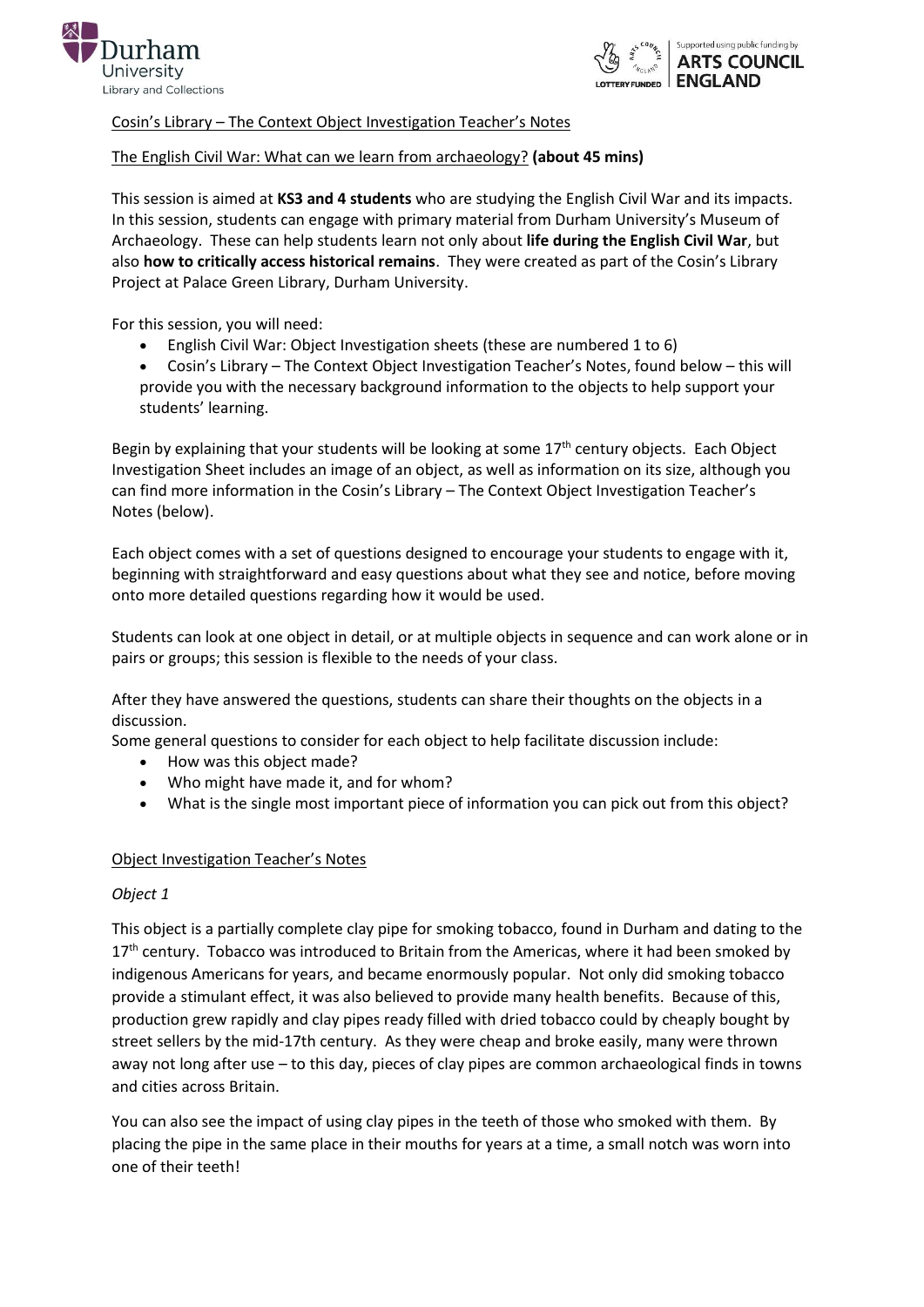Cosin's Library – The Context Object Investigation Teacher's Notes

The English Civil War: What can we learn from archaeology? **(about 45 mins)**

This session is aimed at **KS3 and 4 students** who are studying the English Civil War and its impacts. In this session, students can engage with primary material from Durham University's Museum of Archaeology. These can help students learn not only about **life during the English Civil War**, but also **how to critically access historical remains**. They were created as part of the Cosin's Library Project at Palace Green Library, Durham University.

For this session, you will need:

- English Civil War: Object Investigation sheets (these are numbered 1 to 6)
- Cosin's Library – The Context Object Investigation Teacher's Notes, found below – this will provide you with the necessary background information to the objects to help support your students' learning.

Begin by explaining that your students will be looking at some 17th century objects. Each Object Investigation Sheet includes an image of an object, as well as information on its size, although you can find more information in the Cosin's Library – The Context Object Investigation Teacher's Notes (below).

Each object comes with a set of questions designed to encourage your students to engage with it, beginning with straightforward and easy questions about what they see and notice, before moving onto more detailed questions regarding how it would be used.

Students can look at one object in detail, or at multiple objects in sequence and can work alone or in pairs or groups; this session is flexible to the needs of your class.

After they have answered the questions, students can share their thoughts on the objects in a discussion.

Some general questions to consider for each object to help facilitate discussion include:

- How was this object made?
- Who might have made it, and for whom?
- What is the single most important piece of information you can pick out from this object?

Object Investigation Teacher's Notes

*Object 1*

This object is a partially complete clay pipe for smoking tobacco, found in Durham and dating to the 17th century. Tobacco was introduced to Britain from the Americas, where it had been smoked by indigenous Americans for years, and became enormously popular. Not only did smoking tobacco provide a stimulant effect, it was also believed to provide many health benefits. Because of this, production grew rapidly and clay pipes ready filled with dried tobacco could by cheaply bought by street sellers by the mid-17th century. As they were cheap and broke easily, many were thrown away not long after use – to this day, pieces of clay pipes are common archaeological finds in towns and cities across Britain.

You can also see the impact of using clay pipes in the teeth of those who smoked with them. By placing the pipe in the same place in their mouths for years at a time, a small notch was worn into one of their teeth!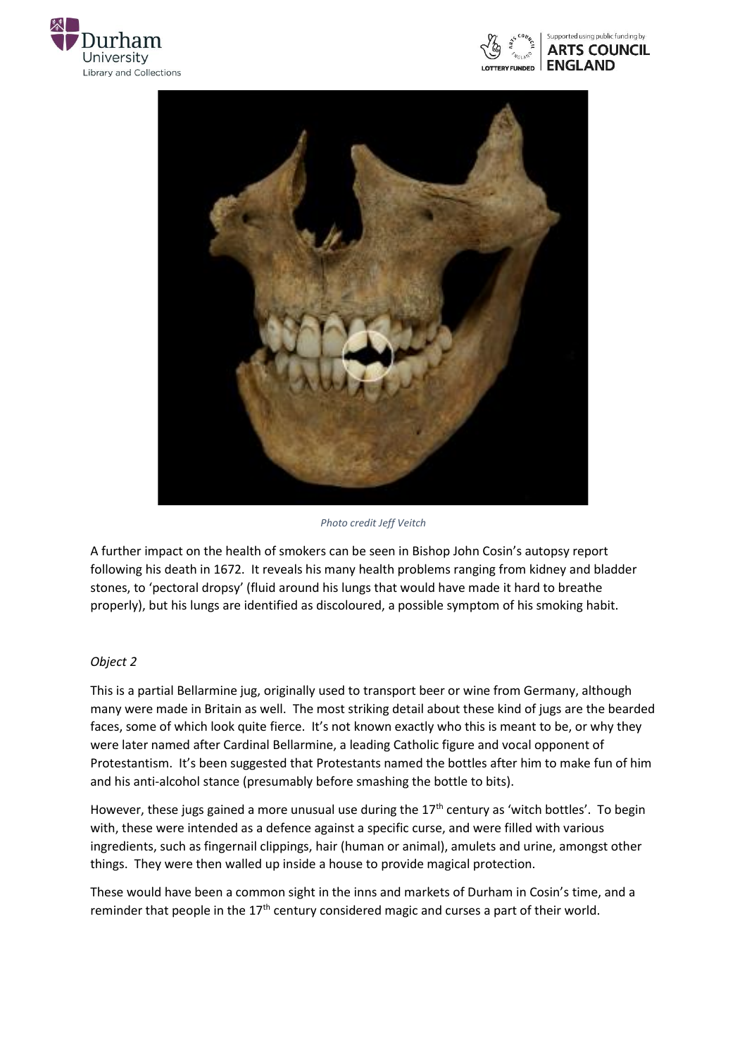*Photo credit Jeff Veitch*

A further impact on the health of smokers can be seen in Bishop John Cosin's autopsy report following his death in 1672. It reveals his many health problems ranging from kidney and bladder stones, to 'pectoral dropsy' (fluid around his lungs that would have made it hard to breathe properly), but his lungs are identified as discoloured, a possible symptom of his smoking habit.

*Object 2*

This is a partial Bellarmine jug, originally used to transport beer or wine from Germany, although many were made in Britain as well. The most striking detail about these kind of jugs are the bearded faces, some of which look quite fierce. It's not known exactly who this is meant to be, or why they were later named after Cardinal Bellarmine, a leading Catholic figure and vocal opponent of Protestantism. It's been suggested that Protestants named the bottles after him to make fun of him and his anti-alcohol stance (presumably before smashing the bottle to bits).

However, these jugs gained a more unusual use during the 17th century as 'witch bottles'. To begin with, these were intended as a defence against a specific curse, and were filled with various ingredients, such as fingernail clippings, hair (human or animal), amulets and urine, amongst other things. They were then walled up inside a house to provide magical protection.

These would have been a common sight in the inns and markets of Durham in Cosin's time, and a reminder that people in the 17th century considered magic and curses a part of their world.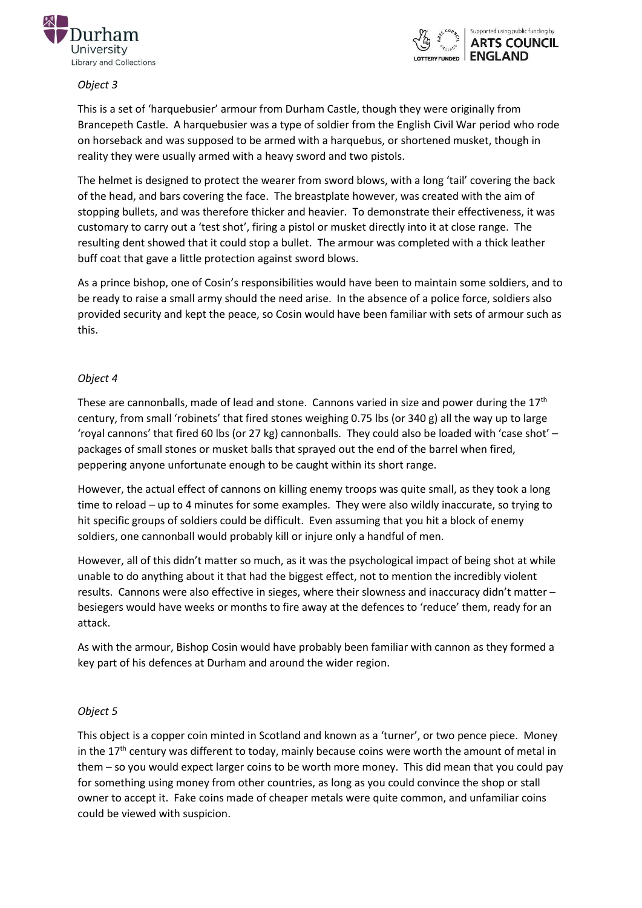*Object 3*

This is a set of 'harquebusier' armour from Durham Castle, though they were originally from Brancepeth Castle. A harquebusier was a type of soldier from the English Civil War period who rode on horseback and was supposed to be armed with a harquebus, or shortened musket, though in reality they were usually armed with a heavy sword and two pistols.

The helmet is designed to protect the wearer from sword blows, with a long 'tail' covering the back of the head, and bars covering the face. The breastplate however, was created with the aim of stopping bullets, and was therefore thicker and heavier. To demonstrate their effectiveness, it was customary to carry out a 'test shot', firing a pistol or musket directly into it at close range. The resulting dent showed that it could stop a bullet. The armour was completed with a thick leather buff coat that gave a little protection against sword blows.

As a prince bishop, one of Cosin's responsibilities would have been to maintain some soldiers, and to be ready to raise a small army should the need arise. In the absence of a police force, soldiers also provided security and kept the peace, so Cosin would have been familiar with sets of armour such as this.

*Object 4*

These are cannonballs, made of lead and stone. Cannons varied in size and power during the 17th century, from small 'robinets' that fired stones weighing 0.75 lbs (or 340 g) all the way up to large 'royal cannons' that fired 60 lbs (or 27 kg) cannonballs. They could also be loaded with 'case shot' – packages of small stones or musket balls that sprayed out the end of the barrel when fired, peppering anyone unfortunate enough to be caught within its short range.

However, the actual effect of cannons on killing enemy troops was quite small, as they took a long time to reload – up to 4 minutes for some examples. They were also wildly inaccurate, so trying to hit specific groups of soldiers could be difficult. Even assuming that you hit a block of enemy soldiers, one cannonball would probably kill or injure only a handful of men.

However, all of this didn't matter so much, as it was the psychological impact of being shot at while unable to do anything about it that had the biggest effect, not to mention the incredibly violent results. Cannons were also effective in sieges, where their slowness and inaccuracy didn't matter – besiegers would have weeks or months to fire away at the defences to 'reduce' them, ready for an attack.

As with the armour, Bishop Cosin would have probably been familiar with cannon as they formed a key part of his defences at Durham and around the wider region.

*Object 5*

This object is a copper coin minted in Scotland and known as a 'turner', or two pence piece. Money in the 17th century was different to today, mainly because coins were worth the amount of metal in them – so you would expect larger coins to be worth more money. This did mean that you could pay for something using money from other countries, as long as you could convince the shop or stall owner to accept it. Fake coins made of cheaper metals were quite common, and unfamiliar coins could be viewed with suspicion.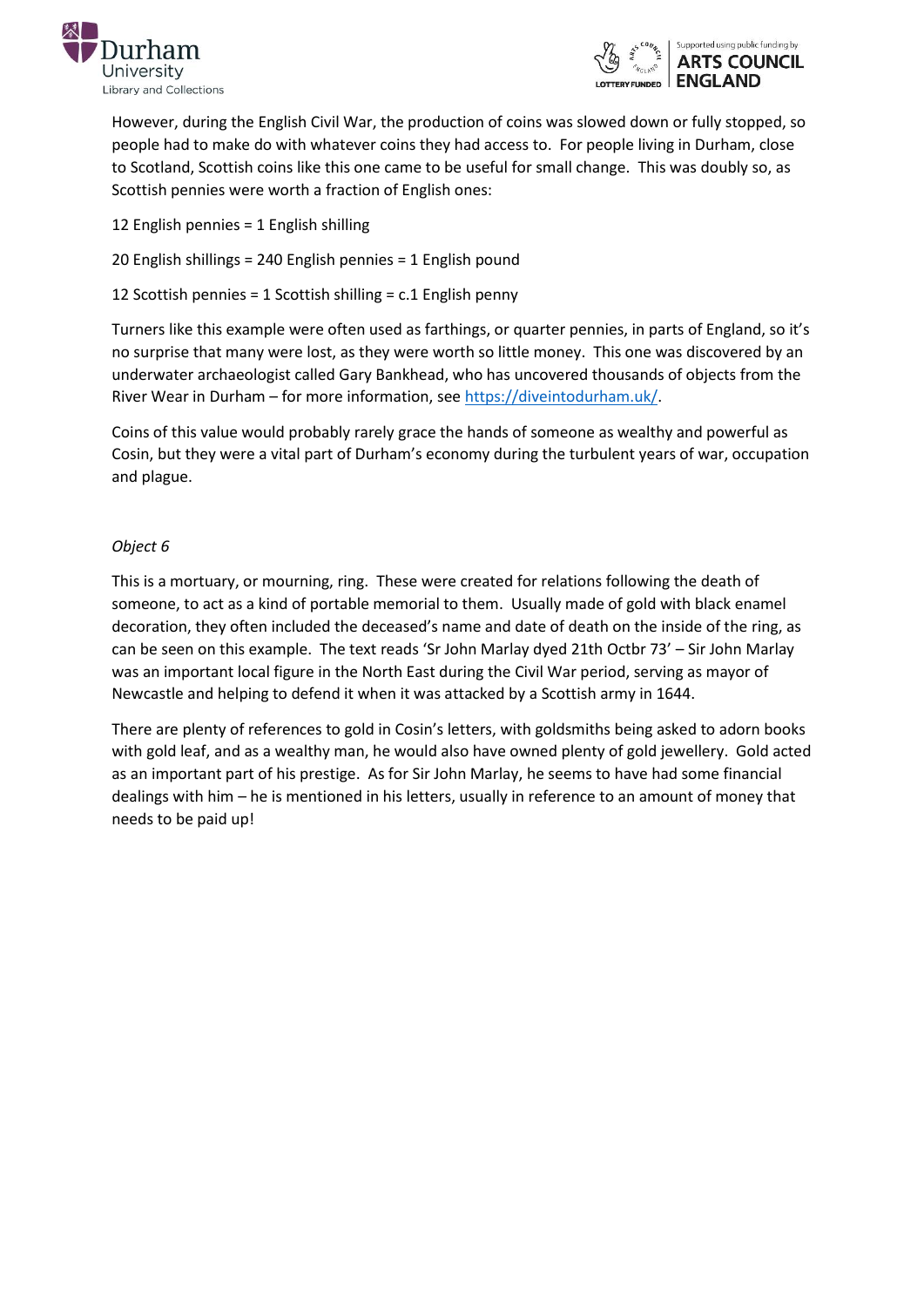However, during the English Civil War, the production of coins was slowed down or fully stopped, so people had to make do with whatever coins they had access to. For people living in Durham, close to Scotland, Scottish coins like this one came to be useful for small change. This was doubly so, as Scottish pennies were worth a fraction of English ones:

12 English pennies = 1 English shilling

20 English shillings = 240 English pennies = 1 English pound

12 Scottish pennies = 1 Scottish shilling = c.1 English penny

Turners like this example were often used as farthings, or quarter pennies, in parts of England, so it's no surprise that many were lost, as they were worth so little money. This one was discovered by an underwater archaeologist called Gary Bankhead, who has uncovered thousands of objects from the River Wear in Durham – for more information, see [https://diveintodurham.uk/](https://diveintodurham.uk/).

Coins of this value would probably rarely grace the hands of someone as wealthy and powerful as Cosin, but they were a vital part of Durham's economy during the turbulent years of war, occupation and plague.

*Object 6*

This is a mortuary, or mourning, ring. These were created for relations following the death of someone, to act as a kind of portable memorial to them. Usually made of gold with black enamel decoration, they often included the deceased's name and date of death on the inside of the ring, as can be seen on this example. The text reads 'Sr John Marlay dyed 21th Octbr 73' – Sir John Marlay was an important local figure in the North East during the Civil War period, serving as mayor of Newcastle and helping to defend it when it was attacked by a Scottish army in 1644.

There are plenty of references to gold in Cosin's letters, with goldsmiths being asked to adorn books with gold leaf, and as a wealthy man, he would also have owned plenty of gold jewellery. Gold acted as an important part of his prestige. As for Sir John Marlay, he seems to have had some financial dealings with him – he is mentioned in his letters, usually in reference to an amount of money that needs to be paid up!